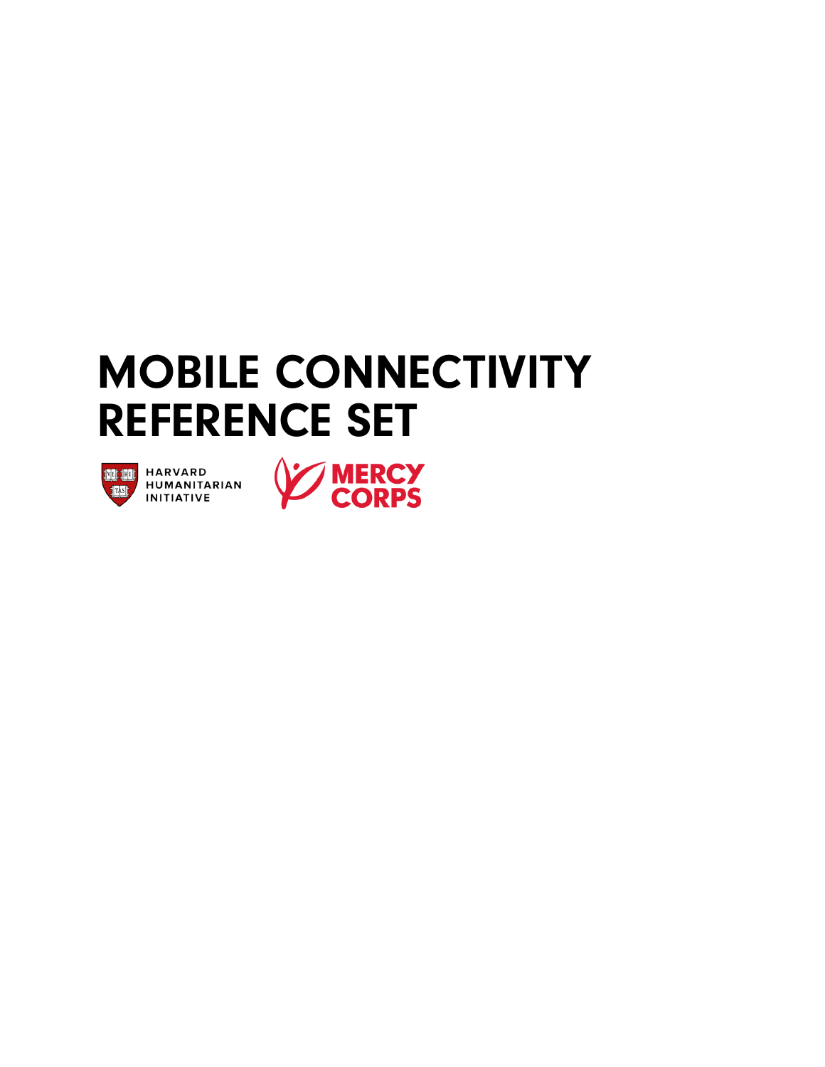# MOBILE CONNECTIVITY REFERENCE SET

HARVARD HUMANITARIAN INITIATIVE

MERCY CORPS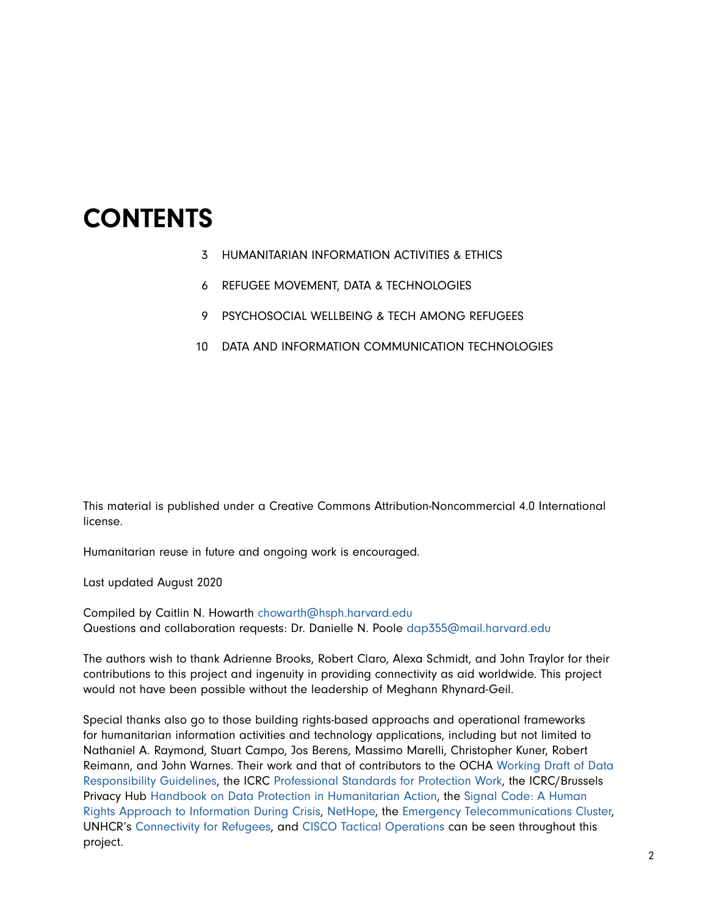# CONTENTS

3 HUMANITARIAN INFORMATION ACTIVITIES & ETHICS

6 REFUGEE MOVEMENT, DATA & TECHNOLOGIES

9 PSYCHOSOCIAL WELLBEING & TECH AMONG REFUGEES

10 DATA AND INFORMATION COMMUNICATION TECHNOLOGIES

This material is published under a Creative Commons Attribution-Noncommercial 4.0 International license.

Humanitarian reuse in future and ongoing work is encouraged.

Last updated August 2020

Compiled by Caitlin N. Howarth chowarth@hsph.harvard.edu
Questions and collaboration requests: Dr. Danielle N. Poole dap355@mail.harvard.edu

The authors wish to thank Adrienne Brooks, Robert Claro, Alexa Schmidt, and John Traylor for their contributions to this project and ingenuity in providing connectivity as aid worldwide. This project would not have been possible without the leadership of Meghann Rhynard-Geil.

Special thanks also go to those building rights-based approachs and operational frameworks for humanitarian information activities and technology applications, including but not limited to Nathaniel A. Raymond, Stuart Campo, Jos Berens, Massimo Marelli, Christopher Kuner, Robert Reimann, and John Warnes. Their work and that of contributors to the OCHA Working Draft of Data Responsibility Guidelines, the ICRC Professional Standards for Protection Work, the ICRC/Brussels Privacy Hub Handbook on Data Protection in Humanitarian Action, the Signal Code: A Human Rights Approach to Information During Crisis, NetHope, the Emergency Telecommunications Cluster, UNHCR's Connectivity for Refugees, and CISCO Tactical Operations can be seen throughout this project.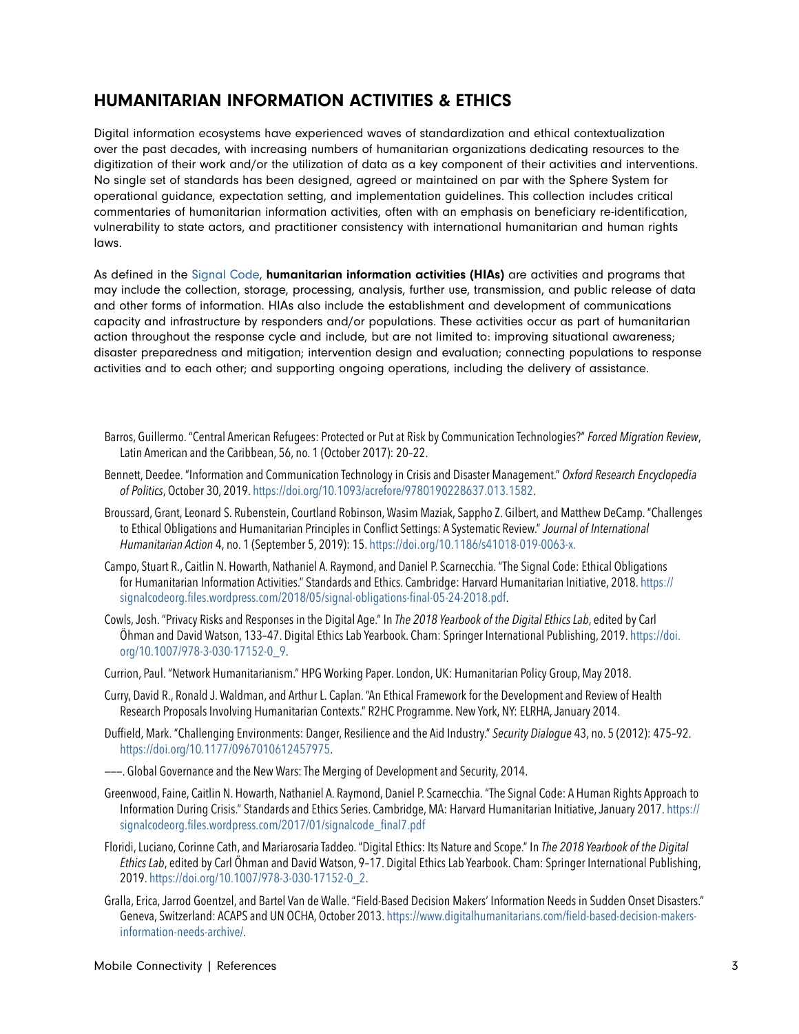## HUMANITARIAN INFORMATION ACTIVITIES & ETHICS

Digital information ecosystems have experienced waves of standardization and ethical contextualization over the past decades, with increasing numbers of humanitarian organizations dedicating resources to the digitization of their work and/or the utilization of data as a key component of their activities and interventions. No single set of standards has been designed, agreed or maintained on par with the Sphere System for operational guidance, expectation setting, and implementation guidelines. This collection includes critical commentaries of humanitarian information activities, often with an emphasis on beneficiary re-identification, vulnerability to state actors, and practitioner consistency with international humanitarian and human rights laws.

As defined in the Signal Code, **humanitarian information activities (HIAs)** are activities and programs that may include the collection, storage, processing, analysis, further use, transmission, and public release of data and other forms of information. HIAs also include the establishment and development of communications capacity and infrastructure by responders and/or populations. These activities occur as part of humanitarian action throughout the response cycle and include, but are not limited to: improving situational awareness; disaster preparedness and mitigation; intervention design and evaluation; connecting populations to response activities and to each other; and supporting ongoing operations, including the delivery of assistance.

Barros, Guillermo. "Central American Refugees: Protected or Put at Risk by Communication Technologies?" *Forced Migration Review*, Latin American and the Caribbean, 56, no. 1 (October 2017): 20–22.

Bennett, Deedee. "Information and Communication Technology in Crisis and Disaster Management." *Oxford Research Encyclopedia of Politics*, October 30, 2019. https://doi.org/10.1093/acrefore/9780190228637.013.1582.

Broussard, Grant, Leonard S. Rubenstein, Courtland Robinson, Wasim Maziak, Sappho Z. Gilbert, and Matthew DeCamp. "Challenges to Ethical Obligations and Humanitarian Principles in Conflict Settings: A Systematic Review." *Journal of International Humanitarian Action* 4, no. 1 (September 5, 2019): 15. https://doi.org/10.1186/s41018-019-0063-x.

Campo, Stuart R., Caitlin N. Howarth, Nathaniel A. Raymond, and Daniel P. Scarnecchia. "The Signal Code: Ethical Obligations for Humanitarian Information Activities." Standards and Ethics. Cambridge: Harvard Humanitarian Initiative, 2018. https://signalcodeorg.files.wordpress.com/2018/05/signal-obligations-final-05-24-2018.pdf.

Cowls, Josh. "Privacy Risks and Responses in the Digital Age." In *The 2018 Yearbook of the Digital Ethics Lab*, edited by Carl Öhman and David Watson, 133–47. Digital Ethics Lab Yearbook. Cham: Springer International Publishing, 2019. https://doi.org/10.1007/978-3-030-17152-0_9.

Currion, Paul. "Network Humanitarianism." HPG Working Paper. London, UK: Humanitarian Policy Group, May 2018.

Curry, David R., Ronald J. Waldman, and Arthur L. Caplan. "An Ethical Framework for the Development and Review of Health Research Proposals Involving Humanitarian Contexts." R2HC Programme. New York, NY: ELRHA, January 2014.

Duffield, Mark. "Challenging Environments: Danger, Resilience and the Aid Industry." *Security Dialogue* 43, no. 5 (2012): 475–92. https://doi.org/10.1177/0967010612457975.

———. Global Governance and the New Wars: The Merging of Development and Security, 2014.

Greenwood, Faine, Caitlin N. Howarth, Nathaniel A. Raymond, Daniel P. Scarnecchia. "The Signal Code: A Human Rights Approach to Information During Crisis." Standards and Ethics Series. Cambridge, MA: Harvard Humanitarian Initiative, January 2017. https://signalcodeorg.files.wordpress.com/2017/01/signalcode_final7.pdf

Floridi, Luciano, Corinne Cath, and Mariarosaria Taddeo. "Digital Ethics: Its Nature and Scope." In *The 2018 Yearbook of the Digital Ethics Lab*, edited by Carl Öhman and David Watson, 9–17. Digital Ethics Lab Yearbook. Cham: Springer International Publishing, 2019. https://doi.org/10.1007/978-3-030-17152-0_2.

Gralla, Erica, Jarrod Goentzel, and Bartel Van de Walle. "Field-Based Decision Makers' Information Needs in Sudden Onset Disasters." Geneva, Switzerland: ACAPS and UN OCHA, October 2013. https://www.digitalhumanitarians.com/field-based-decision-makers-information-needs-archive/.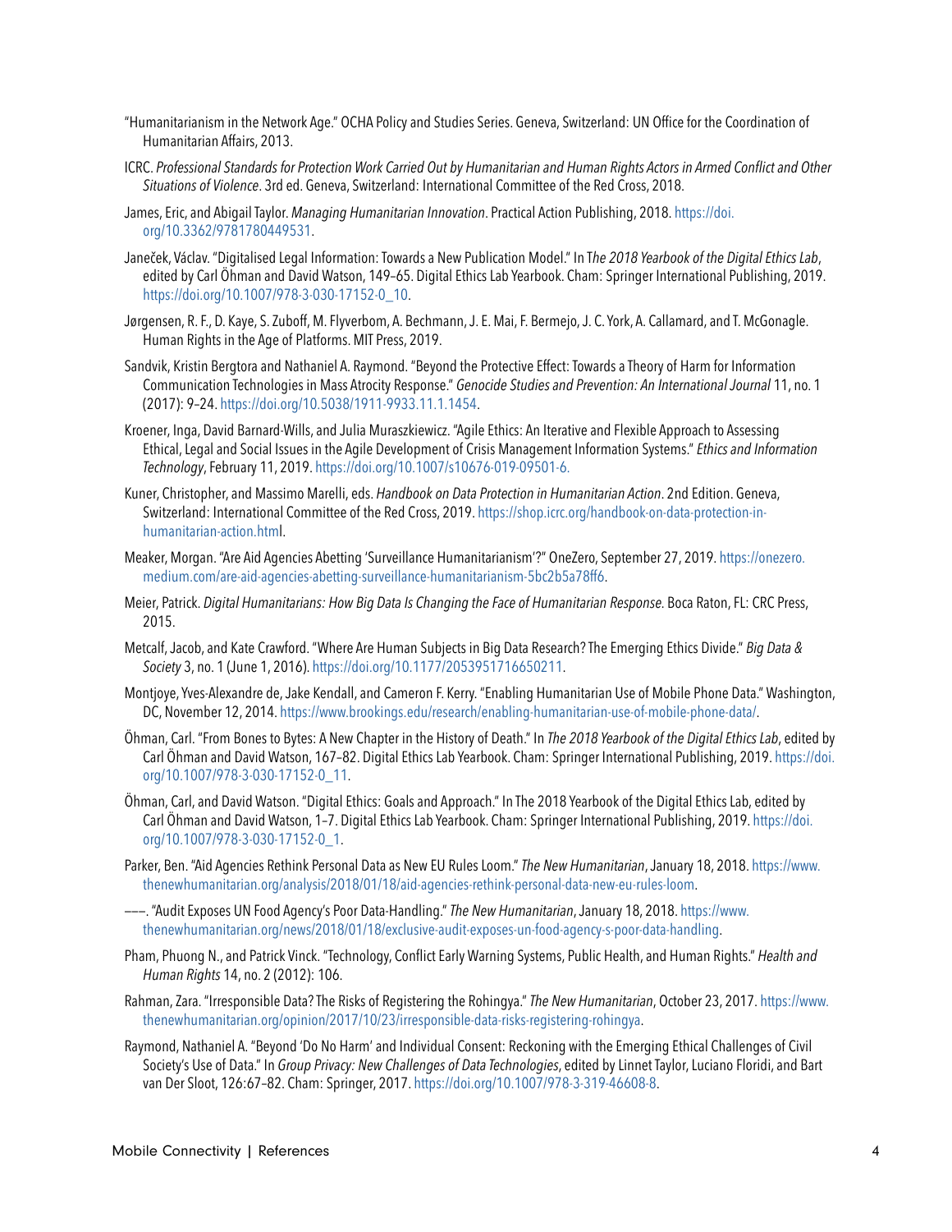"Humanitarianism in the Network Age." OCHA Policy and Studies Series. Geneva, Switzerland: UN Office for the Coordination of Humanitarian Affairs, 2013.

ICRC. *Professional Standards for Protection Work Carried Out by Humanitarian and Human Rights Actors in Armed Conflict and Other Situations of Violence*. 3rd ed. Geneva, Switzerland: International Committee of the Red Cross, 2018.

James, Eric, and Abigail Taylor. *Managing Humanitarian Innovation*. Practical Action Publishing, 2018. https://doi.org/10.3362/9781780449531.

Janeček, Václav. "Digitalised Legal Information: Towards a New Publication Model." In T*he 2018 Yearbook of the Digital Ethics Lab*, edited by Carl Öhman and David Watson, 149–65. Digital Ethics Lab Yearbook. Cham: Springer International Publishing, 2019. https://doi.org/10.1007/978-3-030-17152-0_10.

Jørgensen, R. F., D. Kaye, S. Zuboff, M. Flyverbom, A. Bechmann, J. E. Mai, F. Bermejo, J. C. York, A. Callamard, and T. McGonagle. Human Rights in the Age of Platforms. MIT Press, 2019.

Sandvik, Kristin Bergtora and Nathaniel A. Raymond. "Beyond the Protective Effect: Towards a Theory of Harm for Information Communication Technologies in Mass Atrocity Response." *Genocide Studies and Prevention: An International Journal* 11, no. 1 (2017): 9–24. https://doi.org/10.5038/1911-9933.11.1.1454.

Kroener, Inga, David Barnard-Wills, and Julia Muraszkiewicz. "Agile Ethics: An Iterative and Flexible Approach to Assessing Ethical, Legal and Social Issues in the Agile Development of Crisis Management Information Systems." *Ethics and Information Technology*, February 11, 2019. https://doi.org/10.1007/s10676-019-09501-6.

Kuner, Christopher, and Massimo Marelli, eds. *Handbook on Data Protection in Humanitarian Action*. 2nd Edition. Geneva, Switzerland: International Committee of the Red Cross, 2019. https://shop.icrc.org/handbook-on-data-protection-in-humanitarian-action.html.

Meaker, Morgan. "Are Aid Agencies Abetting 'Surveillance Humanitarianism'?" OneZero, September 27, 2019. https://onezero.medium.com/are-aid-agencies-abetting-surveillance-humanitarianism-5bc2b5a78ff6.

Meier, Patrick. *Digital Humanitarians: How Big Data Is Changing the Face of Humanitarian Response*. Boca Raton, FL: CRC Press, 2015.

Metcalf, Jacob, and Kate Crawford. "Where Are Human Subjects in Big Data Research? The Emerging Ethics Divide." *Big Data & Society* 3, no. 1 (June 1, 2016). https://doi.org/10.1177/2053951716650211.

Montjoye, Yves-Alexandre de, Jake Kendall, and Cameron F. Kerry. "Enabling Humanitarian Use of Mobile Phone Data." Washington, DC, November 12, 2014. https://www.brookings.edu/research/enabling-humanitarian-use-of-mobile-phone-data/.

Öhman, Carl. "From Bones to Bytes: A New Chapter in the History of Death." In *The 2018 Yearbook of the Digital Ethics Lab*, edited by Carl Öhman and David Watson, 167–82. Digital Ethics Lab Yearbook. Cham: Springer International Publishing, 2019. https://doi.org/10.1007/978-3-030-17152-0_11.

Öhman, Carl, and David Watson. "Digital Ethics: Goals and Approach." In The 2018 Yearbook of the Digital Ethics Lab, edited by Carl Öhman and David Watson, 1–7. Digital Ethics Lab Yearbook. Cham: Springer International Publishing, 2019. https://doi.org/10.1007/978-3-030-17152-0_1.

Parker, Ben. "Aid Agencies Rethink Personal Data as New EU Rules Loom." *The New Humanitarian*, January 18, 2018. https://www.thenewhumanitarian.org/analysis/2018/01/18/aid-agencies-rethink-personal-data-new-eu-rules-loom.

———. "Audit Exposes UN Food Agency's Poor Data-Handling." *The New Humanitarian*, January 18, 2018. https://www.thenewhumanitarian.org/news/2018/01/18/exclusive-audit-exposes-un-food-agency-s-poor-data-handling.

Pham, Phuong N., and Patrick Vinck. "Technology, Conflict Early Warning Systems, Public Health, and Human Rights." *Health and Human Rights* 14, no. 2 (2012): 106.

Rahman, Zara. "Irresponsible Data? The Risks of Registering the Rohingya." *The New Humanitarian*, October 23, 2017. https://www.thenewhumanitarian.org/opinion/2017/10/23/irresponsible-data-risks-registering-rohingya.

Raymond, Nathaniel A. "Beyond 'Do No Harm' and Individual Consent: Reckoning with the Emerging Ethical Challenges of Civil Society's Use of Data." In *Group Privacy: New Challenges of Data Technologies*, edited by Linnet Taylor, Luciano Floridi, and Bart van Der Sloot, 126:67–82. Cham: Springer, 2017. https://doi.org/10.1007/978-3-319-46608-8.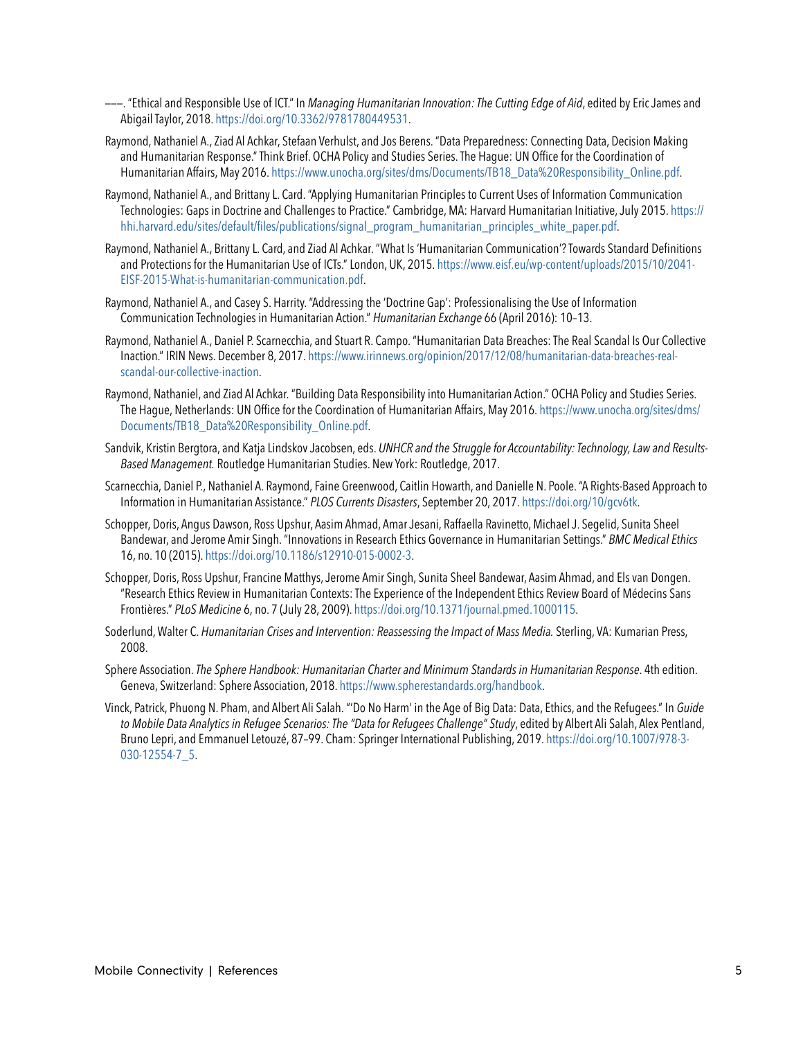———. "Ethical and Responsible Use of ICT." In *Managing Humanitarian Innovation: The Cutting Edge of Aid*, edited by Eric James and Abigail Taylor, 2018. https://doi.org/10.3362/9781780449531.

Raymond, Nathaniel A., Ziad Al Achkar, Stefaan Verhulst, and Jos Berens. "Data Preparedness: Connecting Data, Decision Making and Humanitarian Response." Think Brief. OCHA Policy and Studies Series. The Hague: UN Office for the Coordination of Humanitarian Affairs, May 2016. https://www.unocha.org/sites/dms/Documents/TB18_Data%20Responsibility_Online.pdf.

Raymond, Nathaniel A., and Brittany L. Card. "Applying Humanitarian Principles to Current Uses of Information Communication Technologies: Gaps in Doctrine and Challenges to Practice." Cambridge, MA: Harvard Humanitarian Initiative, July 2015. https://hhi.harvard.edu/sites/default/files/publications/signal_program_humanitarian_principles_white_paper.pdf.

Raymond, Nathaniel A., Brittany L. Card, and Ziad Al Achkar. "What Is 'Humanitarian Communication'? Towards Standard Definitions and Protections for the Humanitarian Use of ICTs." London, UK, 2015. https://www.eisf.eu/wp-content/uploads/2015/10/2041-EISF-2015-What-is-humanitarian-communication.pdf.

Raymond, Nathaniel A., and Casey S. Harrity. "Addressing the 'Doctrine Gap': Professionalising the Use of Information Communication Technologies in Humanitarian Action." *Humanitarian Exchange* 66 (April 2016): 10–13.

Raymond, Nathaniel A., Daniel P. Scarnecchia, and Stuart R. Campo. "Humanitarian Data Breaches: The Real Scandal Is Our Collective Inaction." IRIN News. December 8, 2017. https://www.irinnews.org/opinion/2017/12/08/humanitarian-data-breaches-real-scandal-our-collective-inaction.

Raymond, Nathaniel, and Ziad Al Achkar. "Building Data Responsibility into Humanitarian Action." OCHA Policy and Studies Series. The Hague, Netherlands: UN Office for the Coordination of Humanitarian Affairs, May 2016. https://www.unocha.org/sites/dms/Documents/TB18_Data%20Responsibility_Online.pdf.

Sandvik, Kristin Bergtora, and Katja Lindskov Jacobsen, eds. *UNHCR and the Struggle for Accountability: Technology, Law and Results-Based Management.* Routledge Humanitarian Studies. New York: Routledge, 2017.

Scarnecchia, Daniel P., Nathaniel A. Raymond, Faine Greenwood, Caitlin Howarth, and Danielle N. Poole. "A Rights-Based Approach to Information in Humanitarian Assistance." *PLOS Currents Disasters*, September 20, 2017. https://doi.org/10/gcv6tk.

Schopper, Doris, Angus Dawson, Ross Upshur, Aasim Ahmad, Amar Jesani, Raffaella Ravinetto, Michael J. Segelid, Sunita Sheel Bandewar, and Jerome Amir Singh. "Innovations in Research Ethics Governance in Humanitarian Settings." *BMC Medical Ethics* 16, no. 10 (2015). https://doi.org/10.1186/s12910-015-0002-3.

Schopper, Doris, Ross Upshur, Francine Matthys, Jerome Amir Singh, Sunita Sheel Bandewar, Aasim Ahmad, and Els van Dongen. "Research Ethics Review in Humanitarian Contexts: The Experience of the Independent Ethics Review Board of Médecins Sans Frontières." *PLoS Medicine* 6, no. 7 (July 28, 2009). https://doi.org/10.1371/journal.pmed.1000115.

Soderlund, Walter C. *Humanitarian Crises and Intervention: Reassessing the Impact of Mass Media.* Sterling, VA: Kumarian Press, 2008.

Sphere Association. *The Sphere Handbook: Humanitarian Charter and Minimum Standards in Humanitarian Response*. 4th edition. Geneva, Switzerland: Sphere Association, 2018. https://www.spherestandards.org/handbook.

Vinck, Patrick, Phuong N. Pham, and Albert Ali Salah. "'Do No Harm' in the Age of Big Data: Data, Ethics, and the Refugees." In *Guide to Mobile Data Analytics in Refugee Scenarios: The "Data for Refugees Challenge" Study*, edited by Albert Ali Salah, Alex Pentland, Bruno Lepri, and Emmanuel Letouzé, 87–99. Cham: Springer International Publishing, 2019. https://doi.org/10.1007/978-3-030-12554-7_5.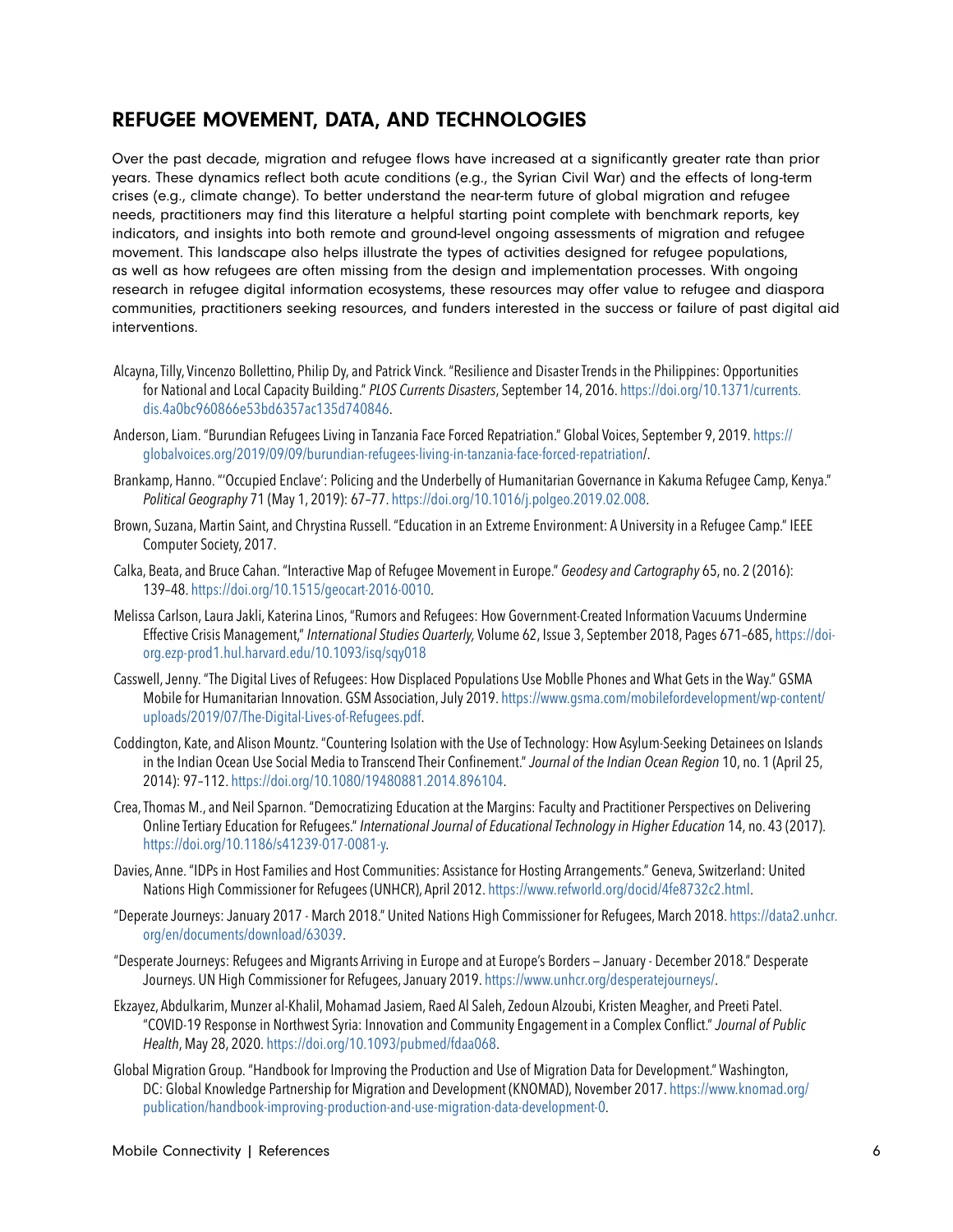## REFUGEE MOVEMENT, DATA, AND TECHNOLOGIES

Over the past decade, migration and refugee flows have increased at a significantly greater rate than prior years. These dynamics reflect both acute conditions (e.g., the Syrian Civil War) and the effects of long-term crises (e.g., climate change). To better understand the near-term future of global migration and refugee needs, practitioners may find this literature a helpful starting point complete with benchmark reports, key indicators, and insights into both remote and ground-level ongoing assessments of migration and refugee movement. This landscape also helps illustrate the types of activities designed for refugee populations, as well as how refugees are often missing from the design and implementation processes. With ongoing research in refugee digital information ecosystems, these resources may offer value to refugee and diaspora communities, practitioners seeking resources, and funders interested in the success or failure of past digital aid interventions.

Alcayna, Tilly, Vincenzo Bollettino, Philip Dy, and Patrick Vinck. "Resilience and Disaster Trends in the Philippines: Opportunities for National and Local Capacity Building." *PLOS Currents Disasters*, September 14, 2016. https://doi.org/10.1371/currents.dis.4a0bc960866e53bd6357ac135d740846.

Anderson, Liam. "Burundian Refugees Living in Tanzania Face Forced Repatriation." Global Voices, September 9, 2019. https://globalvoices.org/2019/09/09/burundian-refugees-living-in-tanzania-face-forced-repatriation/.

Brankamp, Hanno. "'Occupied Enclave': Policing and the Underbelly of Humanitarian Governance in Kakuma Refugee Camp, Kenya." *Political Geography* 71 (May 1, 2019): 67–77. https://doi.org/10.1016/j.polgeo.2019.02.008.

Brown, Suzana, Martin Saint, and Chrystina Russell. "Education in an Extreme Environment: A University in a Refugee Camp." IEEE Computer Society, 2017.

Calka, Beata, and Bruce Cahan. "Interactive Map of Refugee Movement in Europe." *Geodesy and Cartography* 65, no. 2 (2016): 139–48. https://doi.org/10.1515/geocart-2016-0010.

Melissa Carlson, Laura Jakli, Katerina Linos, "Rumors and Refugees: How Government-Created Information Vacuums Undermine Effective Crisis Management," *International Studies Quarterly,* Volume 62, Issue 3, September 2018, Pages 671–685, https://doi-org.ezp-prod1.hul.harvard.edu/10.1093/isq/sqy018

Casswell, Jenny. "The Digital Lives of Refugees: How Displaced Populations Use Moblle Phones and What Gets in the Way." GSMA Mobile for Humanitarian Innovation. GSM Association, July 2019. https://www.gsma.com/mobilefordevelopment/wp-content/uploads/2019/07/The-Digital-Lives-of-Refugees.pdf.

Coddington, Kate, and Alison Mountz. "Countering Isolation with the Use of Technology: How Asylum-Seeking Detainees on Islands in the Indian Ocean Use Social Media to Transcend Their Confinement." *Journal of the Indian Ocean Region* 10, no. 1 (April 25, 2014): 97–112. https://doi.org/10.1080/19480881.2014.896104.

Crea, Thomas M., and Neil Sparnon. "Democratizing Education at the Margins: Faculty and Practitioner Perspectives on Delivering Online Tertiary Education for Refugees." *International Journal of Educational Technology in Higher Education* 14, no. 43 (2017). https://doi.org/10.1186/s41239-017-0081-y.

Davies, Anne. "IDPs in Host Families and Host Communities: Assistance for Hosting Arrangements." Geneva, Switzerland: United Nations High Commissioner for Refugees (UNHCR), April 2012. https://www.refworld.org/docid/4fe8732c2.html.

"Deperate Journeys: January 2017 - March 2018." United Nations High Commissioner for Refugees, March 2018. https://data2.unhcr.org/en/documents/download/63039.

"Desperate Journeys: Refugees and Migrants Arriving in Europe and at Europe's Borders – January - December 2018." Desperate Journeys. UN High Commissioner for Refugees, January 2019. https://www.unhcr.org/desperatejourneys/.

Ekzayez, Abdulkarim, Munzer al-Khalil, Mohamad Jasiem, Raed Al Saleh, Zedoun Alzoubi, Kristen Meagher, and Preeti Patel. "COVID-19 Response in Northwest Syria: Innovation and Community Engagement in a Complex Conflict." *Journal of Public Health*, May 28, 2020. https://doi.org/10.1093/pubmed/fdaa068.

Global Migration Group. "Handbook for Improving the Production and Use of Migration Data for Development." Washington, DC: Global Knowledge Partnership for Migration and Development (KNOMAD), November 2017. https://www.knomad.org/publication/handbook-improving-production-and-use-migration-data-development-0.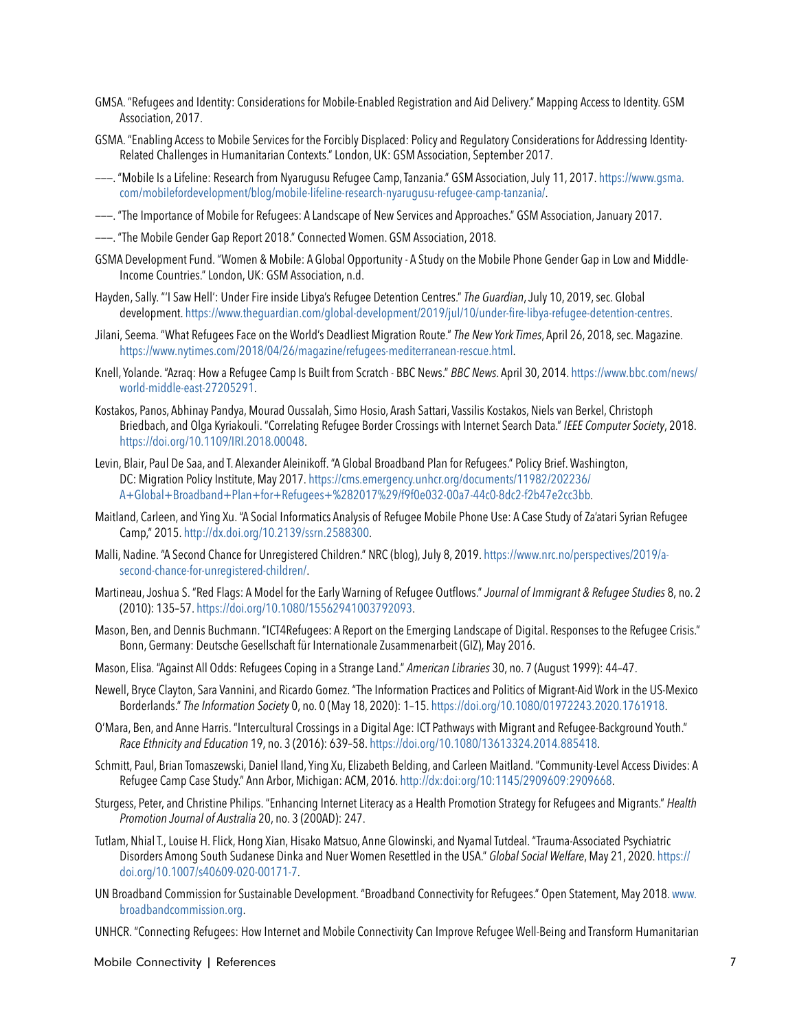GMSA. "Refugees and Identity: Considerations for Mobile-Enabled Registration and Aid Delivery." Mapping Access to Identity. GSM Association, 2017.

GSMA. "Enabling Access to Mobile Services for the Forcibly Displaced: Policy and Regulatory Considerations for Addressing Identity-Related Challenges in Humanitarian Contexts." London, UK: GSM Association, September 2017.

———. "Mobile Is a Lifeline: Research from Nyarugusu Refugee Camp, Tanzania." GSM Association, July 11, 2017. https://www.gsma.com/mobilefordevelopment/blog/mobile-lifeline-research-nyarugusu-refugee-camp-tanzania/.

———. "The Importance of Mobile for Refugees: A Landscape of New Services and Approaches." GSM Association, January 2017.

———. "The Mobile Gender Gap Report 2018." Connected Women. GSM Association, 2018.

GSMA Development Fund. "Women & Mobile: A Global Opportunity - A Study on the Mobile Phone Gender Gap in Low and Middle-Income Countries." London, UK: GSM Association, n.d.

Hayden, Sally. "'I Saw Hell': Under Fire inside Libya's Refugee Detention Centres." *The Guardian*, July 10, 2019, sec. Global development. https://www.theguardian.com/global-development/2019/jul/10/under-fire-libya-refugee-detention-centres.

Jilani, Seema. "What Refugees Face on the World's Deadliest Migration Route." *The New York Times*, April 26, 2018, sec. Magazine. https://www.nytimes.com/2018/04/26/magazine/refugees-mediterranean-rescue.html.

Knell, Yolande. "Azraq: How a Refugee Camp Is Built from Scratch - BBC News." *BBC News*. April 30, 2014. https://www.bbc.com/news/world-middle-east-27205291.

Kostakos, Panos, Abhinay Pandya, Mourad Oussalah, Simo Hosio, Arash Sattari, Vassilis Kostakos, Niels van Berkel, Christoph Briedbach, and Olga Kyriakouli. "Correlating Refugee Border Crossings with Internet Search Data." *IEEE Computer Society*, 2018. https://doi.org/10.1109/IRI.2018.00048.

Levin, Blair, Paul De Saa, and T. Alexander Aleinikoff. "A Global Broadband Plan for Refugees." Policy Brief. Washington, DC: Migration Policy Institute, May 2017. https://cms.emergency.unhcr.org/documents/11982/202236/A+Global+Broadband+Plan+for+Refugees+%282017%29/f9f0e032-00a7-44c0-8dc2-f2b47e2cc3bb.

Maitland, Carleen, and Ying Xu. "A Social Informatics Analysis of Refugee Mobile Phone Use: A Case Study of Za'atari Syrian Refugee Camp," 2015. http://dx.doi.org/10.2139/ssrn.2588300.

Malli, Nadine. "A Second Chance for Unregistered Children." NRC (blog), July 8, 2019. https://www.nrc.no/perspectives/2019/a-second-chance-for-unregistered-children/.

Martineau, Joshua S. "Red Flags: A Model for the Early Warning of Refugee Outflows." *Journal of Immigrant & Refugee Studies* 8, no. 2 (2010): 135–57. https://doi.org/10.1080/15562941003792093.

Mason, Ben, and Dennis Buchmann. "ICT4Refugees: A Report on the Emerging Landscape of Digital. Responses to the Refugee Crisis." Bonn, Germany: Deutsche Gesellschaft für Internationale Zusammenarbeit (GIZ), May 2016.

Mason, Elisa. "Against All Odds: Refugees Coping in a Strange Land." *American Libraries* 30, no. 7 (August 1999): 44–47.

Newell, Bryce Clayton, Sara Vannini, and Ricardo Gomez. "The Information Practices and Politics of Migrant-Aid Work in the US-Mexico Borderlands." *The Information Society* 0, no. 0 (May 18, 2020): 1–15. https://doi.org/10.1080/01972243.2020.1761918.

O'Mara, Ben, and Anne Harris. "Intercultural Crossings in a Digital Age: ICT Pathways with Migrant and Refugee-Background Youth." *Race Ethnicity and Education* 19, no. 3 (2016): 639–58. https://doi.org/10.1080/13613324.2014.885418.

Schmitt, Paul, Brian Tomaszewski, Daniel Iland, Ying Xu, Elizabeth Belding, and Carleen Maitland. "Community-Level Access Divides: A Refugee Camp Case Study." Ann Arbor, Michigan: ACM, 2016. http://dx:doi:org/10:1145/2909609:2909668.

Sturgess, Peter, and Christine Philips. "Enhancing Internet Literacy as a Health Promotion Strategy for Refugees and Migrants." *Health Promotion Journal of Australia* 20, no. 3 (200AD): 247.

Tutlam, Nhial T., Louise H. Flick, Hong Xian, Hisako Matsuo, Anne Glowinski, and Nyamal Tutdeal. "Trauma-Associated Psychiatric Disorders Among South Sudanese Dinka and Nuer Women Resettled in the USA." *Global Social Welfare*, May 21, 2020. https://doi.org/10.1007/s40609-020-00171-7.

UN Broadband Commission for Sustainable Development. "Broadband Connectivity for Refugees." Open Statement, May 2018. www.broadbandcommission.org.

UNHCR. "Connecting Refugees: How Internet and Mobile Connectivity Can Improve Refugee Well-Being and Transform Humanitarian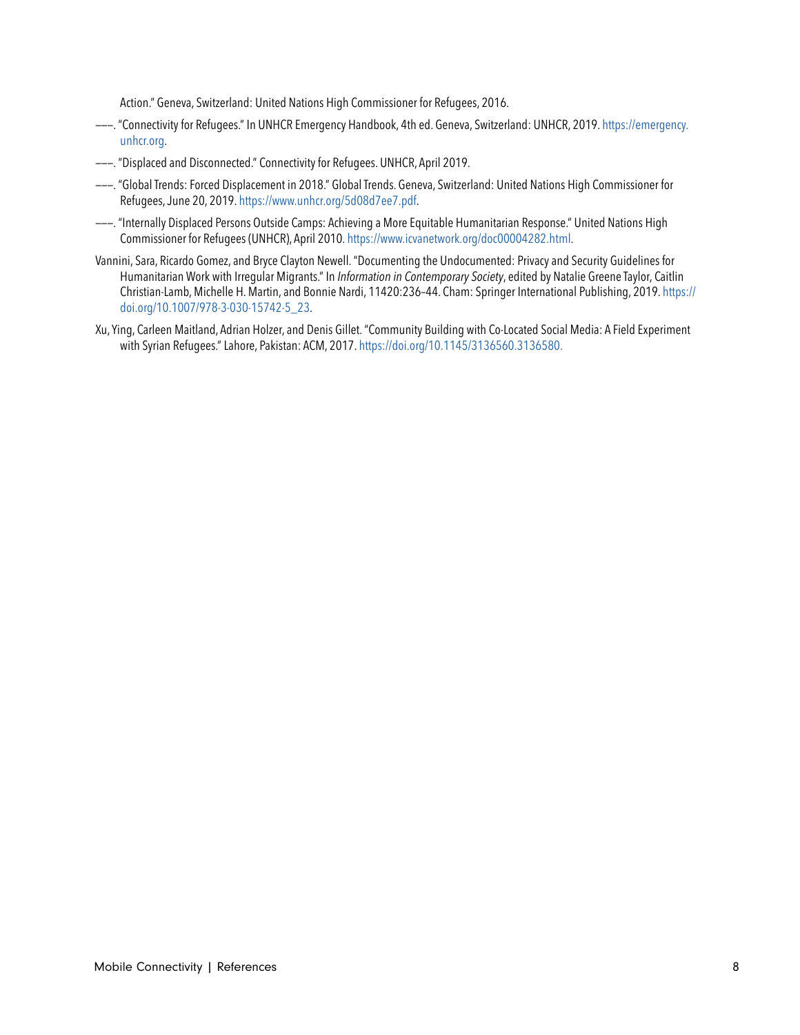Action." Geneva, Switzerland: United Nations High Commissioner for Refugees, 2016.

———. "Connectivity for Refugees." In UNHCR Emergency Handbook, 4th ed. Geneva, Switzerland: UNHCR, 2019. https://emergency.unhcr.org.

———. "Displaced and Disconnected." Connectivity for Refugees. UNHCR, April 2019.

———. "Global Trends: Forced Displacement in 2018." Global Trends. Geneva, Switzerland: United Nations High Commissioner for Refugees, June 20, 2019. https://www.unhcr.org/5d08d7ee7.pdf.

———. "Internally Displaced Persons Outside Camps: Achieving a More Equitable Humanitarian Response." United Nations High Commissioner for Refugees (UNHCR), April 2010. https://www.icvanetwork.org/doc00004282.html.

Vannini, Sara, Ricardo Gomez, and Bryce Clayton Newell. "Documenting the Undocumented: Privacy and Security Guidelines for Humanitarian Work with Irregular Migrants." In *Information in Contemporary Society*, edited by Natalie Greene Taylor, Caitlin Christian-Lamb, Michelle H. Martin, and Bonnie Nardi, 11420:236–44. Cham: Springer International Publishing, 2019. https://doi.org/10.1007/978-3-030-15742-5_23.

Xu, Ying, Carleen Maitland, Adrian Holzer, and Denis Gillet. "Community Building with Co-Located Social Media: A Field Experiment with Syrian Refugees." Lahore, Pakistan: ACM, 2017. https://doi.org/10.1145/3136560.3136580.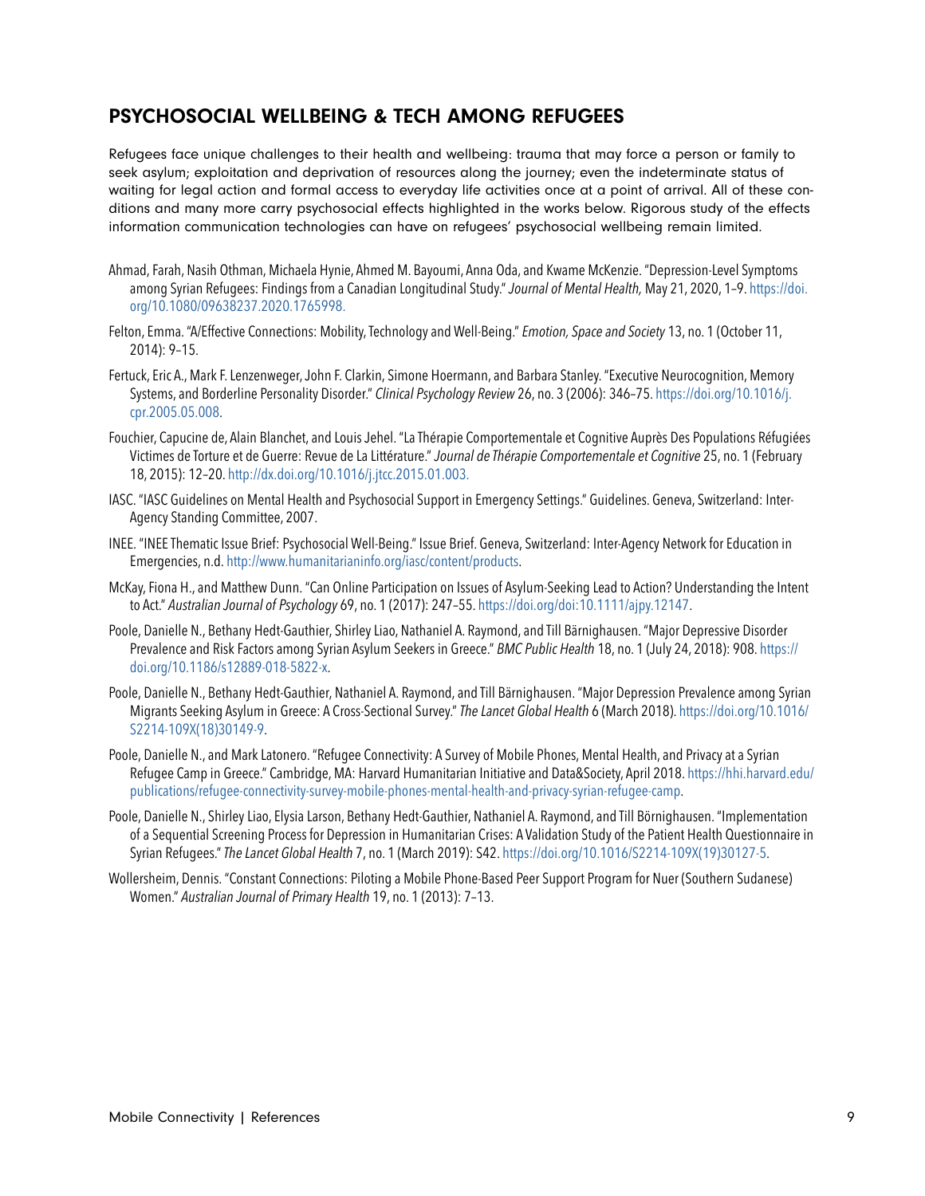## PSYCHOSOCIAL WELLBEING & TECH AMONG REFUGEES

Refugees face unique challenges to their health and wellbeing: trauma that may force a person or family to seek asylum; exploitation and deprivation of resources along the journey; even the indeterminate status of waiting for legal action and formal access to everyday life activities once at a point of arrival. All of these conditions and many more carry psychosocial effects highlighted in the works below. Rigorous study of the effects information communication technologies can have on refugees' psychosocial wellbeing remain limited.

Ahmad, Farah, Nasih Othman, Michaela Hynie, Ahmed M. Bayoumi, Anna Oda, and Kwame McKenzie. "Depression-Level Symptoms among Syrian Refugees: Findings from a Canadian Longitudinal Study." *Journal of Mental Health,* May 21, 2020, 1–9. https://doi.org/10.1080/09638237.2020.1765998.

Felton, Emma. "A/Effective Connections: Mobility, Technology and Well-Being." *Emotion, Space and Society* 13, no. 1 (October 11, 2014): 9–15.

Fertuck, Eric A., Mark F. Lenzenweger, John F. Clarkin, Simone Hoermann, and Barbara Stanley. "Executive Neurocognition, Memory Systems, and Borderline Personality Disorder." *Clinical Psychology Review* 26, no. 3 (2006): 346–75. https://doi.org/10.1016/j.cpr.2005.05.008.

Fouchier, Capucine de, Alain Blanchet, and Louis Jehel. "La Thérapie Comportementale et Cognitive Auprès Des Populations Réfugiées Victimes de Torture et de Guerre: Revue de La Littérature." *Journal de Thérapie Comportementale et Cognitive* 25, no. 1 (February 18, 2015): 12–20. http://dx.doi.org/10.1016/j.jtcc.2015.01.003.

IASC. "IASC Guidelines on Mental Health and Psychosocial Support in Emergency Settings." Guidelines. Geneva, Switzerland: Inter-Agency Standing Committee, 2007.

INEE. "INEE Thematic Issue Brief: Psychosocial Well-Being." Issue Brief. Geneva, Switzerland: Inter-Agency Network for Education in Emergencies, n.d. http://www.humanitarianinfo.org/iasc/content/products.

McKay, Fiona H., and Matthew Dunn. "Can Online Participation on Issues of Asylum-Seeking Lead to Action? Understanding the Intent to Act." *Australian Journal of Psychology* 69, no. 1 (2017): 247–55. https://doi.org/doi:10.1111/ajpy.12147.

Poole, Danielle N., Bethany Hedt-Gauthier, Shirley Liao, Nathaniel A. Raymond, and Till Bärnighausen. "Major Depressive Disorder Prevalence and Risk Factors among Syrian Asylum Seekers in Greece." *BMC Public Health* 18, no. 1 (July 24, 2018): 908. https://doi.org/10.1186/s12889-018-5822-x.

Poole, Danielle N., Bethany Hedt-Gauthier, Nathaniel A. Raymond, and Till Bärnighausen. "Major Depression Prevalence among Syrian Migrants Seeking Asylum in Greece: A Cross-Sectional Survey." *The Lancet Global Health* 6 (March 2018). https://doi.org/10.1016/S2214-109X(18)30149-9.

Poole, Danielle N., and Mark Latonero. "Refugee Connectivity: A Survey of Mobile Phones, Mental Health, and Privacy at a Syrian Refugee Camp in Greece." Cambridge, MA: Harvard Humanitarian Initiative and Data&Society, April 2018. https://hhi.harvard.edu/publications/refugee-connectivity-survey-mobile-phones-mental-health-and-privacy-syrian-refugee-camp.

Poole, Danielle N., Shirley Liao, Elysia Larson, Bethany Hedt-Gauthier, Nathaniel A. Raymond, and Till Börnighausen. "Implementation of a Sequential Screening Process for Depression in Humanitarian Crises: A Validation Study of the Patient Health Questionnaire in Syrian Refugees." *The Lancet Global Health* 7, no. 1 (March 2019): S42. https://doi.org/10.1016/S2214-109X(19)30127-5.

Wollersheim, Dennis. "Constant Connections: Piloting a Mobile Phone-Based Peer Support Program for Nuer (Southern Sudanese) Women." *Australian Journal of Primary Health* 19, no. 1 (2013): 7–13.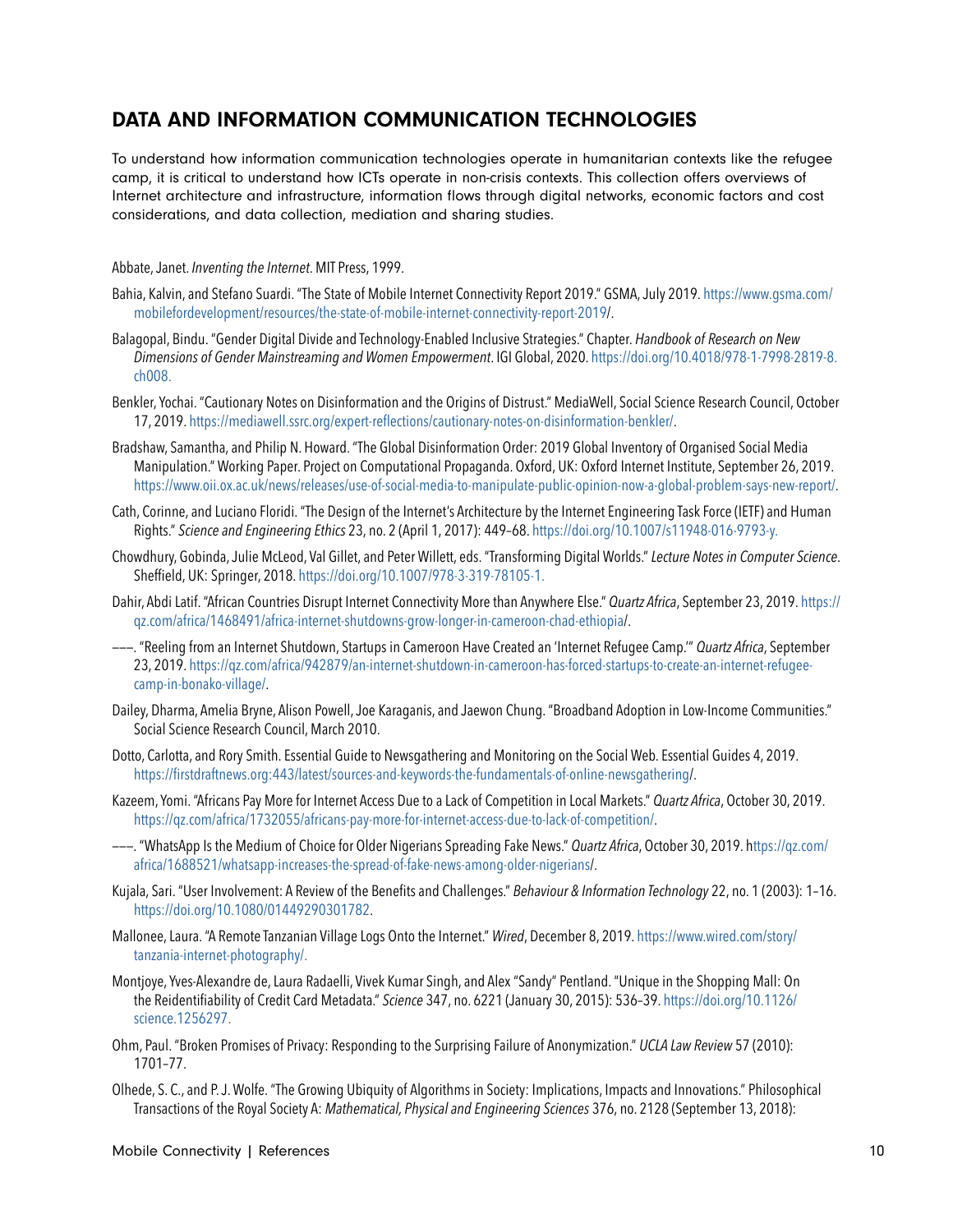## DATA AND INFORMATION COMMUNICATION TECHNOLOGIES

To understand how information communication technologies operate in humanitarian contexts like the refugee camp, it is critical to understand how ICTs operate in non-crisis contexts. This collection offers overviews of Internet architecture and infrastructure, information flows through digital networks, economic factors and cost considerations, and data collection, mediation and sharing studies.

Abbate, Janet. *Inventing the Internet*. MIT Press, 1999.

Bahia, Kalvin, and Stefano Suardi. "The State of Mobile Internet Connectivity Report 2019." GSMA, July 2019. https://www.gsma.com/mobilefordevelopment/resources/the-state-of-mobile-internet-connectivity-report-2019/.

Balagopal, Bindu. "Gender Digital Divide and Technology-Enabled Inclusive Strategies." Chapter. *Handbook of Research on New Dimensions of Gender Mainstreaming and Women Empowerment*. IGI Global, 2020. https://doi.org/10.4018/978-1-7998-2819-8.ch008.

Benkler, Yochai. "Cautionary Notes on Disinformation and the Origins of Distrust." MediaWell, Social Science Research Council, October 17, 2019. https://mediawell.ssrc.org/expert-reflections/cautionary-notes-on-disinformation-benkler/.

Bradshaw, Samantha, and Philip N. Howard. "The Global Disinformation Order: 2019 Global Inventory of Organised Social Media Manipulation." Working Paper. Project on Computational Propaganda. Oxford, UK: Oxford Internet Institute, September 26, 2019. https://www.oii.ox.ac.uk/news/releases/use-of-social-media-to-manipulate-public-opinion-now-a-global-problem-says-new-report/.

Cath, Corinne, and Luciano Floridi. "The Design of the Internet's Architecture by the Internet Engineering Task Force (IETF) and Human Rights." *Science and Engineering Ethics* 23, no. 2 (April 1, 2017): 449–68. https://doi.org/10.1007/s11948-016-9793-y.

Chowdhury, Gobinda, Julie McLeod, Val Gillet, and Peter Willett, eds. "Transforming Digital Worlds." *Lecture Notes in Computer Science*. Sheffield, UK: Springer, 2018. https://doi.org/10.1007/978-3-319-78105-1.

Dahir, Abdi Latif. "African Countries Disrupt Internet Connectivity More than Anywhere Else." *Quartz Africa*, September 23, 2019. https://qz.com/africa/1468491/africa-internet-shutdowns-grow-longer-in-cameroon-chad-ethiopia/.

———. "Reeling from an Internet Shutdown, Startups in Cameroon Have Created an 'Internet Refugee Camp.'" *Quartz Africa*, September 23, 2019. https://qz.com/africa/942879/an-internet-shutdown-in-cameroon-has-forced-startups-to-create-an-internet-refugee-camp-in-bonako-village/.

Dailey, Dharma, Amelia Bryne, Alison Powell, Joe Karaganis, and Jaewon Chung. "Broadband Adoption in Low-Income Communities." Social Science Research Council, March 2010.

Dotto, Carlotta, and Rory Smith. Essential Guide to Newsgathering and Monitoring on the Social Web. Essential Guides 4, 2019. https://firstdraftnews.org:443/latest/sources-and-keywords-the-fundamentals-of-online-newsgathering/.

Kazeem, Yomi. "Africans Pay More for Internet Access Due to a Lack of Competition in Local Markets." *Quartz Africa*, October 30, 2019. https://qz.com/africa/1732055/africans-pay-more-for-internet-access-due-to-lack-of-competition/.

———. "WhatsApp Is the Medium of Choice for Older Nigerians Spreading Fake News." *Quartz Africa*, October 30, 2019. https://qz.com/africa/1688521/whatsapp-increases-the-spread-of-fake-news-among-older-nigerians/.

Kujala, Sari. "User Involvement: A Review of the Benefits and Challenges." *Behaviour & Information Technology* 22, no. 1 (2003): 1–16. https://doi.org/10.1080/01449290301782.

Mallonee, Laura. "A Remote Tanzanian Village Logs Onto the Internet." *Wired*, December 8, 2019. https://www.wired.com/story/tanzania-internet-photography/.

Montjoye, Yves-Alexandre de, Laura Radaelli, Vivek Kumar Singh, and Alex "Sandy" Pentland. "Unique in the Shopping Mall: On the Reidentifiability of Credit Card Metadata." *Science* 347, no. 6221 (January 30, 2015): 536–39. https://doi.org/10.1126/science.1256297.

Ohm, Paul. "Broken Promises of Privacy: Responding to the Surprising Failure of Anonymization." *UCLA Law Review* 57 (2010): 1701–77.

Olhede, S. C., and P. J. Wolfe. "The Growing Ubiquity of Algorithms in Society: Implications, Impacts and Innovations." Philosophical Transactions of the Royal Society A: *Mathematical, Physical and Engineering Sciences* 376, no. 2128 (September 13, 2018):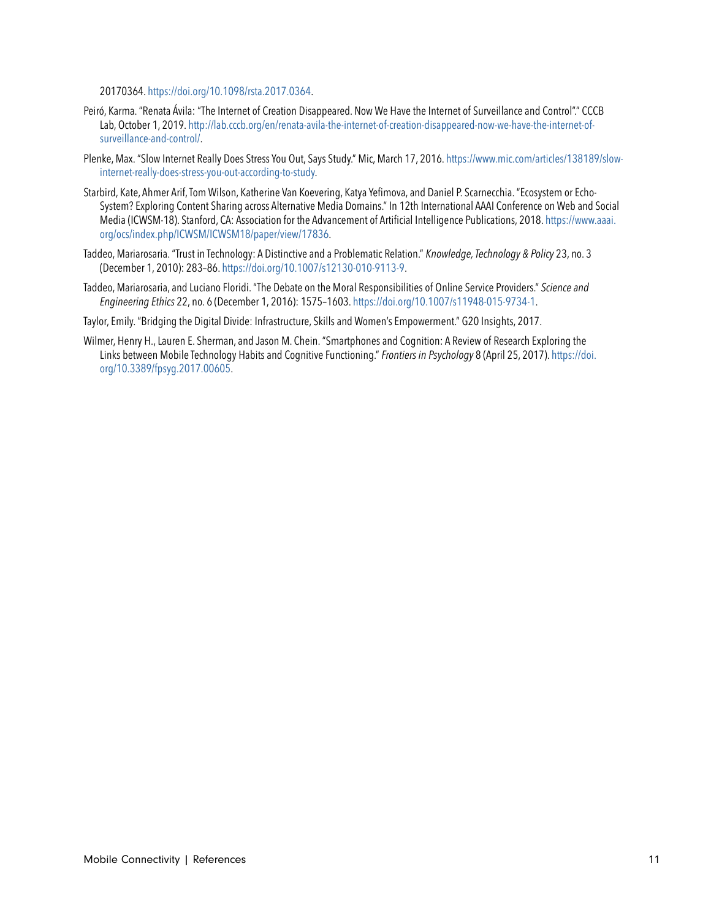20170364. https://doi.org/10.1098/rsta.2017.0364.

Peiró, Karma. "Renata Ávila: "The Internet of Creation Disappeared. Now We Have the Internet of Surveillance and Control"." CCCB Lab, October 1, 2019. http://lab.cccb.org/en/renata-avila-the-internet-of-creation-disappeared-now-we-have-the-internet-of-surveillance-and-control/.

Plenke, Max. "Slow Internet Really Does Stress You Out, Says Study." Mic, March 17, 2016. https://www.mic.com/articles/138189/slow-internet-really-does-stress-you-out-according-to-study.

Starbird, Kate, Ahmer Arif, Tom Wilson, Katherine Van Koevering, Katya Yefimova, and Daniel P. Scarnecchia. "Ecosystem or Echo-System? Exploring Content Sharing across Alternative Media Domains." In 12th International AAAI Conference on Web and Social Media (ICWSM-18). Stanford, CA: Association for the Advancement of Artificial Intelligence Publications, 2018. https://www.aaai.org/ocs/index.php/ICWSM/ICWSM18/paper/view/17836.

Taddeo, Mariarosaria. "Trust in Technology: A Distinctive and a Problematic Relation." *Knowledge, Technology & Policy* 23, no. 3 (December 1, 2010): 283–86. https://doi.org/10.1007/s12130-010-9113-9.

Taddeo, Mariarosaria, and Luciano Floridi. "The Debate on the Moral Responsibilities of Online Service Providers." *Science and Engineering Ethics* 22, no. 6 (December 1, 2016): 1575–1603. https://doi.org/10.1007/s11948-015-9734-1.

Taylor, Emily. "Bridging the Digital Divide: Infrastructure, Skills and Women's Empowerment." G20 Insights, 2017.

Wilmer, Henry H., Lauren E. Sherman, and Jason M. Chein. "Smartphones and Cognition: A Review of Research Exploring the Links between Mobile Technology Habits and Cognitive Functioning." *Frontiers in Psychology* 8 (April 25, 2017). https://doi.org/10.3389/fpsyg.2017.00605.